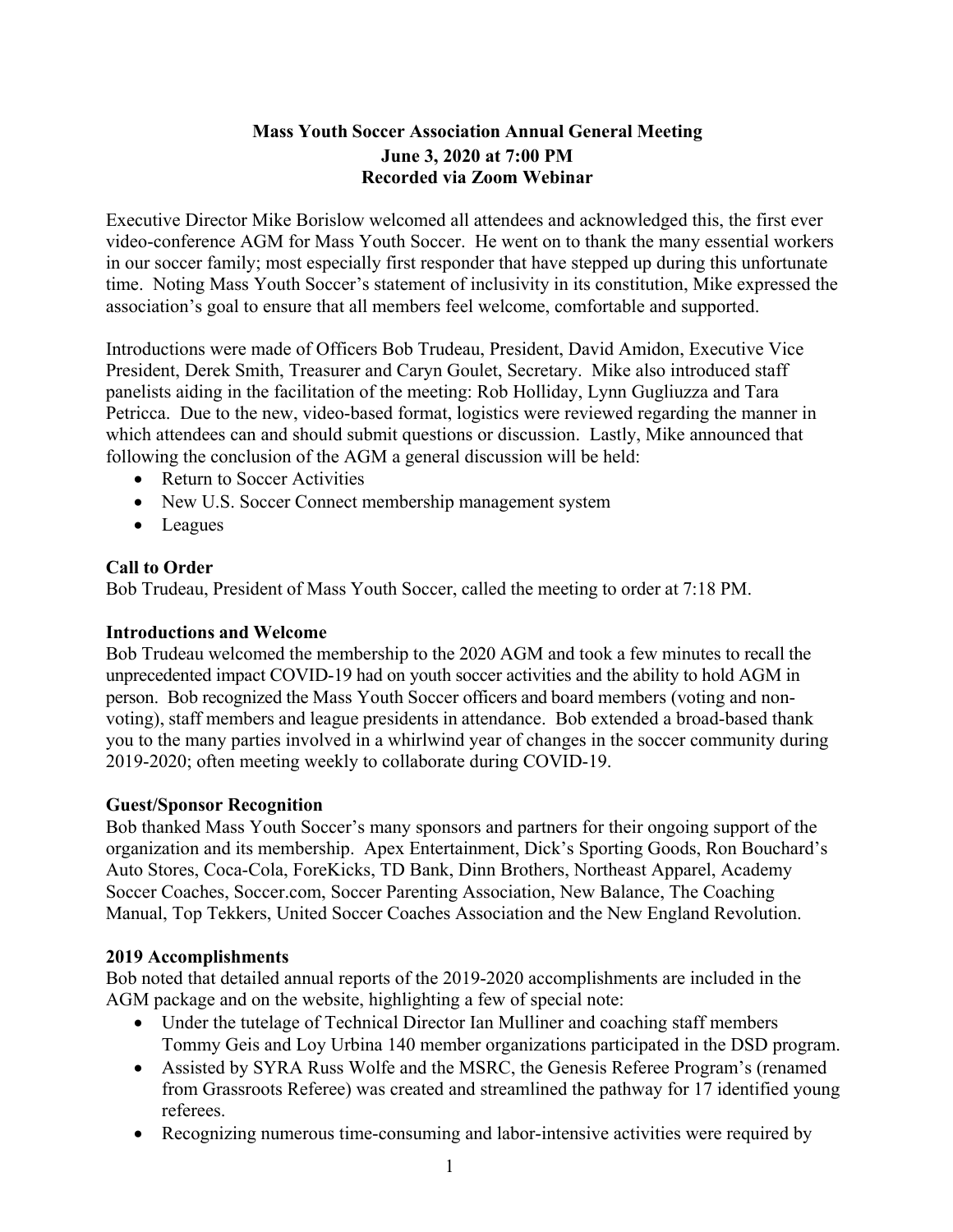# Mass Youth Soccer Association Annual General Meeting
## June 3, 2020 at 7:00 PM
## Recorded via Zoom Webinar

Executive Director Mike Borislow welcomed all attendees and acknowledged this, the first ever video-conference AGM for Mass Youth Soccer. He went on to thank the many essential workers in our soccer family; most especially first responder that have stepped up during this unfortunate time. Noting Mass Youth Soccer's statement of inclusivity in its constitution, Mike expressed the association's goal to ensure that all members feel welcome, comfortable and supported.

Introductions were made of Officers Bob Trudeau, President, David Amidon, Executive Vice President, Derek Smith, Treasurer and Caryn Goulet, Secretary. Mike also introduced staff panelists aiding in the facilitation of the meeting: Rob Holliday, Lynn Gugliuzza and Tara Petricca. Due to the new, video-based format, logistics were reviewed regarding the manner in which attendees can and should submit questions or discussion. Lastly, Mike announced that following the conclusion of the AGM a general discussion will be held:

- Return to Soccer Activities
- New U.S. Soccer Connect membership management system
- Leagues

**Call to Order**

Bob Trudeau, President of Mass Youth Soccer, called the meeting to order at 7:18 PM.

**Introductions and Welcome**

Bob Trudeau welcomed the membership to the 2020 AGM and took a few minutes to recall the unprecedented impact COVID-19 had on youth soccer activities and the ability to hold AGM in person. Bob recognized the Mass Youth Soccer officers and board members (voting and non-voting), staff members and league presidents in attendance. Bob extended a broad-based thank you to the many parties involved in a whirlwind year of changes in the soccer community during 2019-2020; often meeting weekly to collaborate during COVID-19.

**Guest/Sponsor Recognition**

Bob thanked Mass Youth Soccer's many sponsors and partners for their ongoing support of the organization and its membership. Apex Entertainment, Dick's Sporting Goods, Ron Bouchard's Auto Stores, Coca-Cola, ForeKicks, TD Bank, Dinn Brothers, Northeast Apparel, Academy Soccer Coaches, Soccer.com, Soccer Parenting Association, New Balance, The Coaching Manual, Top Tekkers, United Soccer Coaches Association and the New England Revolution.

**2019 Accomplishments**

Bob noted that detailed annual reports of the 2019-2020 accomplishments are included in the AGM package and on the website, highlighting a few of special note:

- Under the tutelage of Technical Director Ian Mulliner and coaching staff members Tommy Geis and Loy Urbina 140 member organizations participated in the DSD program.
- Assisted by SYRA Russ Wolfe and the MSRC, the Genesis Referee Program's (renamed from Grassroots Referee) was created and streamlined the pathway for 17 identified young referees.
- Recognizing numerous time-consuming and labor-intensive activities were required by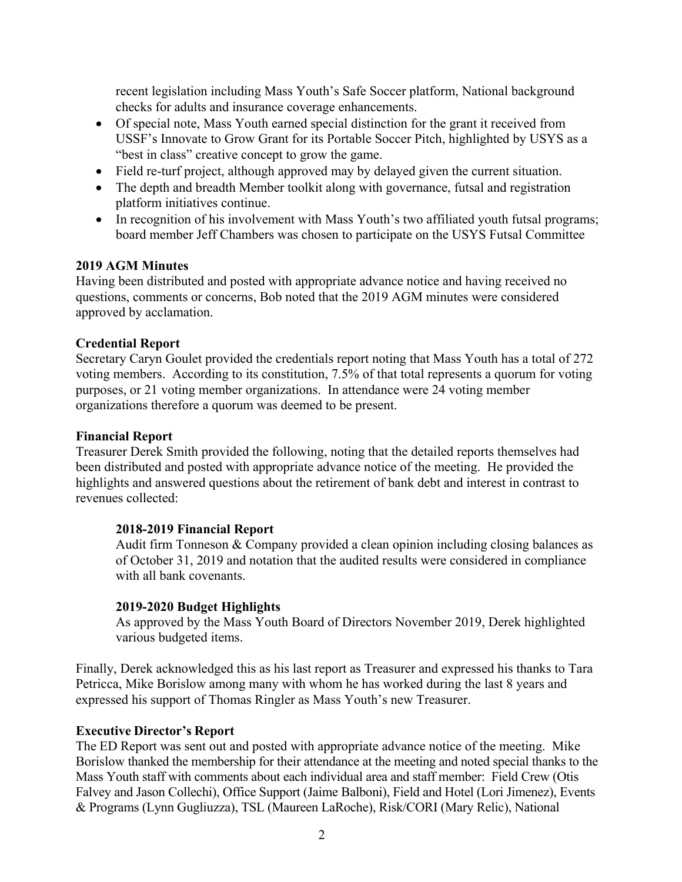recent legislation including Mass Youth's Safe Soccer platform, National background checks for adults and insurance coverage enhancements.

- Of special note, Mass Youth earned special distinction for the grant it received from USSF's Innovate to Grow Grant for its Portable Soccer Pitch, highlighted by USYS as a "best in class" creative concept to grow the game.
- Field re-turf project, although approved may by delayed given the current situation.
- The depth and breadth Member toolkit along with governance, futsal and registration platform initiatives continue.
- In recognition of his involvement with Mass Youth's two affiliated youth futsal programs; board member Jeff Chambers was chosen to participate on the USYS Futsal Committee

**2019 AGM Minutes**

Having been distributed and posted with appropriate advance notice and having received no questions, comments or concerns, Bob noted that the 2019 AGM minutes were considered approved by acclamation.

**Credential Report**

Secretary Caryn Goulet provided the credentials report noting that Mass Youth has a total of 272 voting members. According to its constitution, 7.5% of that total represents a quorum for voting purposes, or 21 voting member organizations. In attendance were 24 voting member organizations therefore a quorum was deemed to be present.

**Financial Report**

Treasurer Derek Smith provided the following, noting that the detailed reports themselves had been distributed and posted with appropriate advance notice of the meeting. He provided the highlights and answered questions about the retirement of bank debt and interest in contrast to revenues collected:

**2018-2019 Financial Report**

Audit firm Tonneson & Company provided a clean opinion including closing balances as of October 31, 2019 and notation that the audited results were considered in compliance with all bank covenants.

**2019-2020 Budget Highlights**

As approved by the Mass Youth Board of Directors November 2019, Derek highlighted various budgeted items.

Finally, Derek acknowledged this as his last report as Treasurer and expressed his thanks to Tara Petricca, Mike Borislow among many with whom he has worked during the last 8 years and expressed his support of Thomas Ringler as Mass Youth's new Treasurer.

**Executive Director's Report**

The ED Report was sent out and posted with appropriate advance notice of the meeting. Mike Borislow thanked the membership for their attendance at the meeting and noted special thanks to the Mass Youth staff with comments about each individual area and staff member: Field Crew (Otis Falvey and Jason Collechi), Office Support (Jaime Balboni), Field and Hotel (Lori Jimenez), Events & Programs (Lynn Gugliuzza), TSL (Maureen LaRoche), Risk/CORI (Mary Relic), National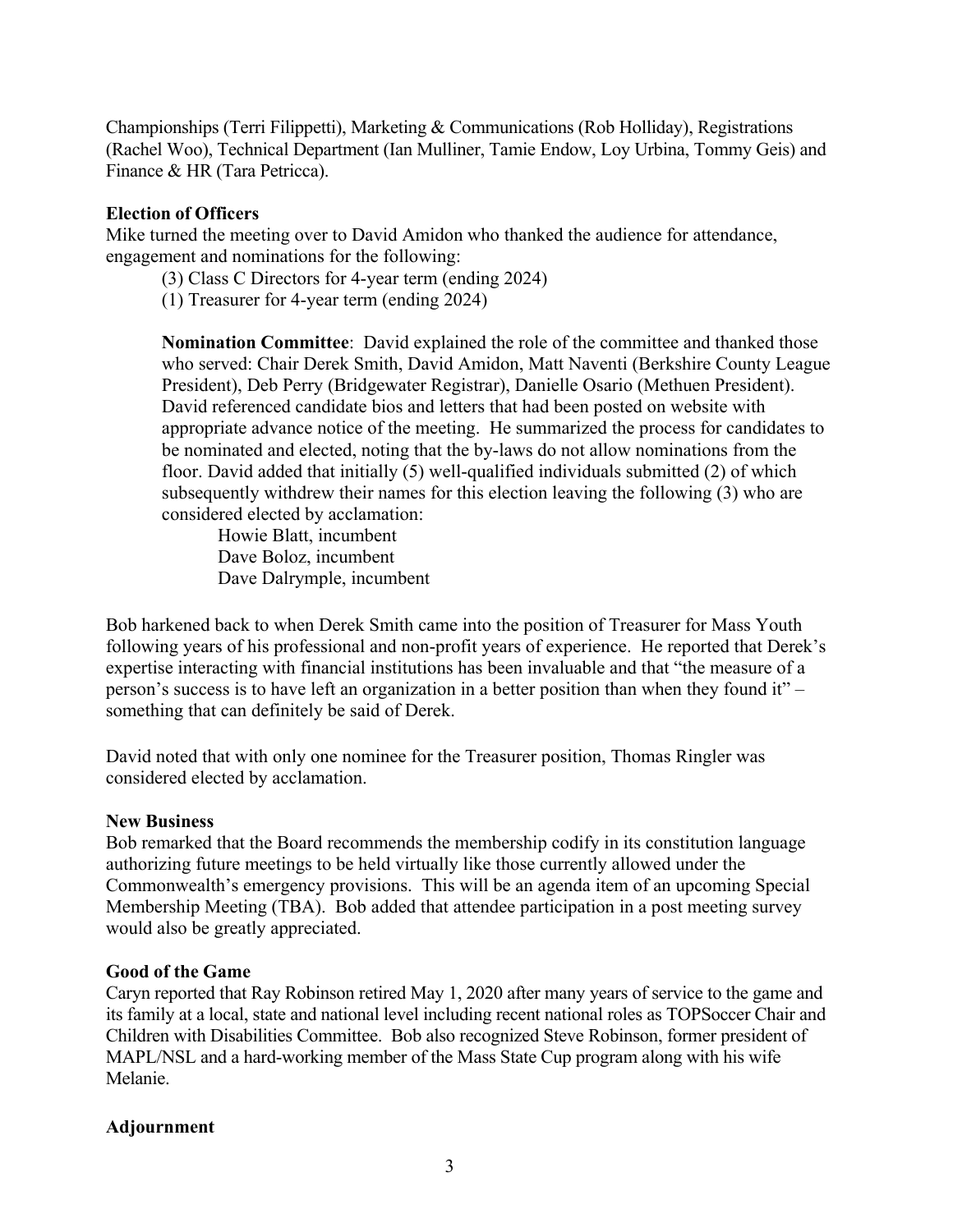Championships (Terri Filippetti), Marketing & Communications (Rob Holliday), Registrations (Rachel Woo), Technical Department (Ian Mulliner, Tamie Endow, Loy Urbina, Tommy Geis) and Finance & HR (Tara Petricca).

**Election of Officers**

Mike turned the meeting over to David Amidon who thanked the audience for attendance, engagement and nominations for the following:

(3) Class C Directors for 4-year term (ending 2024)
(1) Treasurer for 4-year term (ending 2024)

**Nomination Committee**: David explained the role of the committee and thanked those who served: Chair Derek Smith, David Amidon, Matt Naventi (Berkshire County League President), Deb Perry (Bridgewater Registrar), Danielle Osario (Methuen President). David referenced candidate bios and letters that had been posted on website with appropriate advance notice of the meeting. He summarized the process for candidates to be nominated and elected, noting that the by-laws do not allow nominations from the floor. David added that initially (5) well-qualified individuals submitted (2) of which subsequently withdrew their names for this election leaving the following (3) who are considered elected by acclamation:

Howie Blatt, incumbent
Dave Boloz, incumbent
Dave Dalrymple, incumbent

Bob harkened back to when Derek Smith came into the position of Treasurer for Mass Youth following years of his professional and non-profit years of experience. He reported that Derek's expertise interacting with financial institutions has been invaluable and that "the measure of a person's success is to have left an organization in a better position than when they found it" – something that can definitely be said of Derek.

David noted that with only one nominee for the Treasurer position, Thomas Ringler was considered elected by acclamation.

**New Business**

Bob remarked that the Board recommends the membership codify in its constitution language authorizing future meetings to be held virtually like those currently allowed under the Commonwealth's emergency provisions. This will be an agenda item of an upcoming Special Membership Meeting (TBA). Bob added that attendee participation in a post meeting survey would also be greatly appreciated.

**Good of the Game**

Caryn reported that Ray Robinson retired May 1, 2020 after many years of service to the game and its family at a local, state and national level including recent national roles as TOPSoccer Chair and Children with Disabilities Committee. Bob also recognized Steve Robinson, former president of MAPL/NSL and a hard-working member of the Mass State Cup program along with his wife Melanie.

**Adjournment**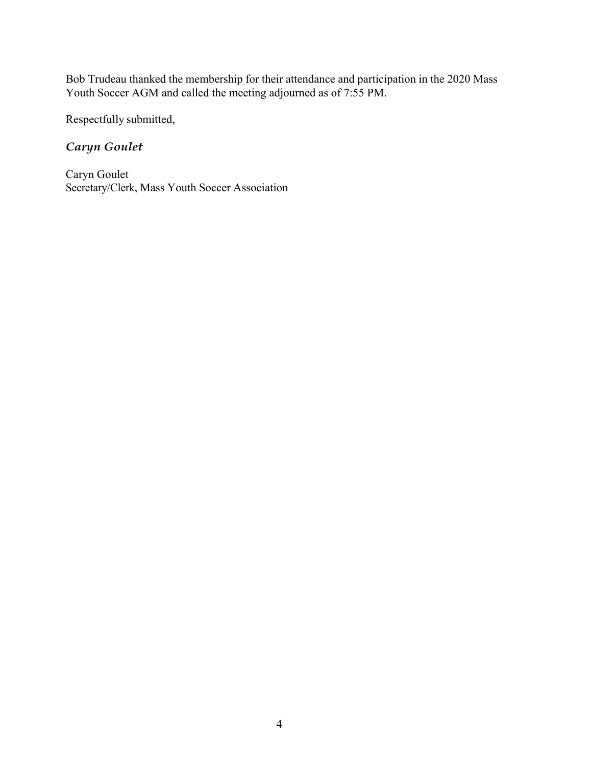Bob Trudeau thanked the membership for their attendance and participation in the 2020 Mass Youth Soccer AGM and called the meeting adjourned as of 7:55 PM.

Respectfully submitted,

***Caryn Goulet***

Caryn Goulet
Secretary/Clerk, Mass Youth Soccer Association